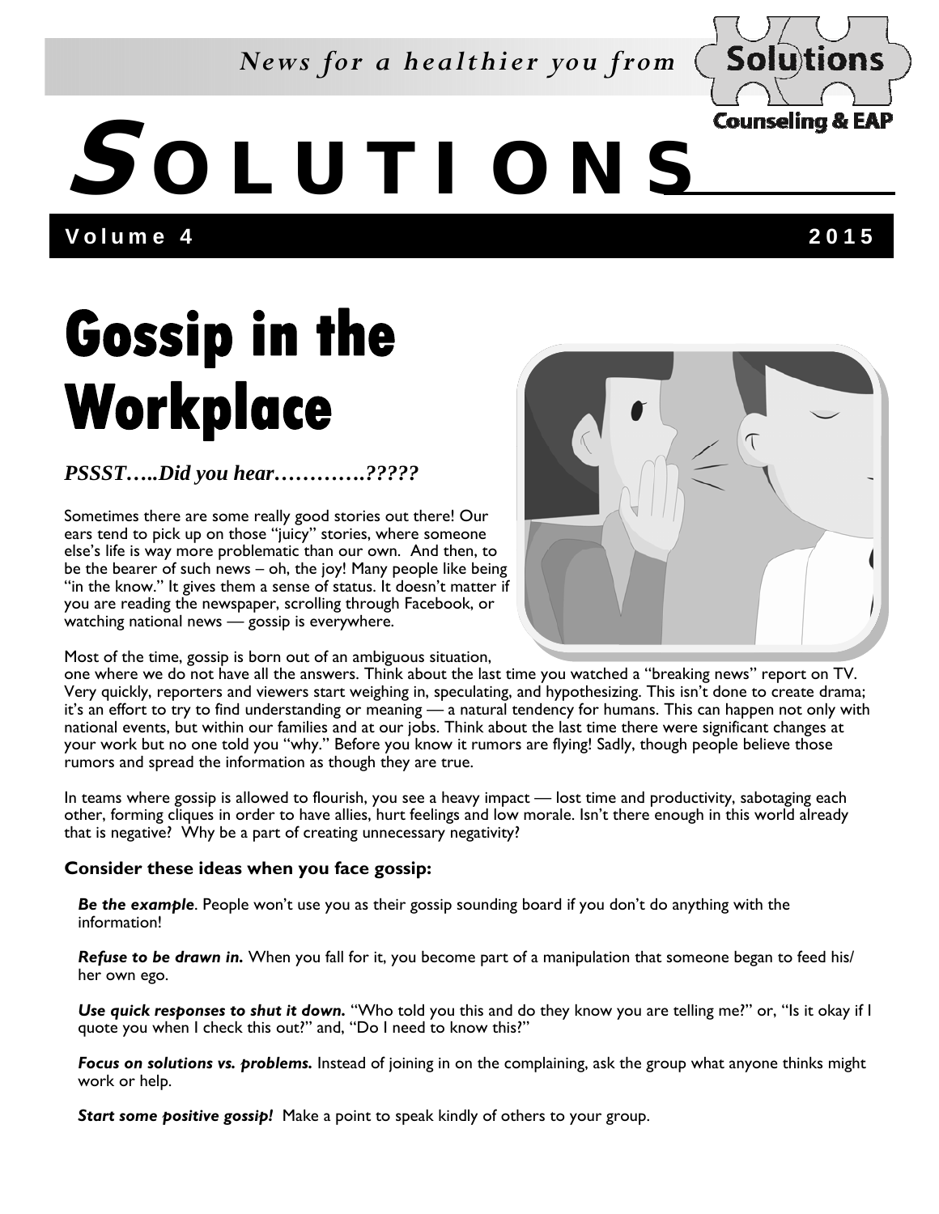*News for a healthier you from* Solutions Counseling & EAP

# SOLUTIONS

**Volume 4 — 2015**

# Gossip in the Workplace

*PSSST…..Did you hear………….?????*

Sometimes there are some really good stories out there! Our ears tend to pick up on those "juicy" stories, where someone else's life is way more problematic than our own. And then, to be the bearer of such news – oh, the joy! Many people like being "in the know." It gives them a sense of status. It doesn't matter if you are reading the newspaper, scrolling through Facebook, or watching national news — gossip is everywhere.

Most of the time, gossip is born out of an ambiguous situation, one where we do not have all the answers. Think about the last time you watched a "breaking news" report on TV. Very quickly, reporters and viewers start weighing in, speculating, and hypothesizing. This isn't done to create drama; it's an effort to try to find understanding or meaning — a natural tendency for humans. This can happen not only with national events, but within our families and at our jobs. Think about the last time there were significant changes at your work but no one told you "why." Before you know it rumors are flying! Sadly, though people believe those rumors and spread the information as though they are true.

In teams where gossip is allowed to flourish, you see a heavy impact — lost time and productivity, sabotaging each other, forming cliques in order to have allies, hurt feelings and low morale. Isn't there enough in this world already that is negative? Why be a part of creating unnecessary negativity?

**Consider these ideas when you face gossip:**

***Be the example***. People won't use you as their gossip sounding board if you don't do anything with the information!

***Refuse to be drawn in.*** When you fall for it, you become part of a manipulation that someone began to feed his/her own ego.

***Use quick responses to shut it down.*** "Who told you this and do they know you are telling me?" or, "Is it okay if I quote you when I check this out?" and, "Do I need to know this?"

***Focus on solutions vs. problems.*** Instead of joining in on the complaining, ask the group what anyone thinks might work or help.

***Start some positive gossip!*** Make a point to speak kindly of others to your group.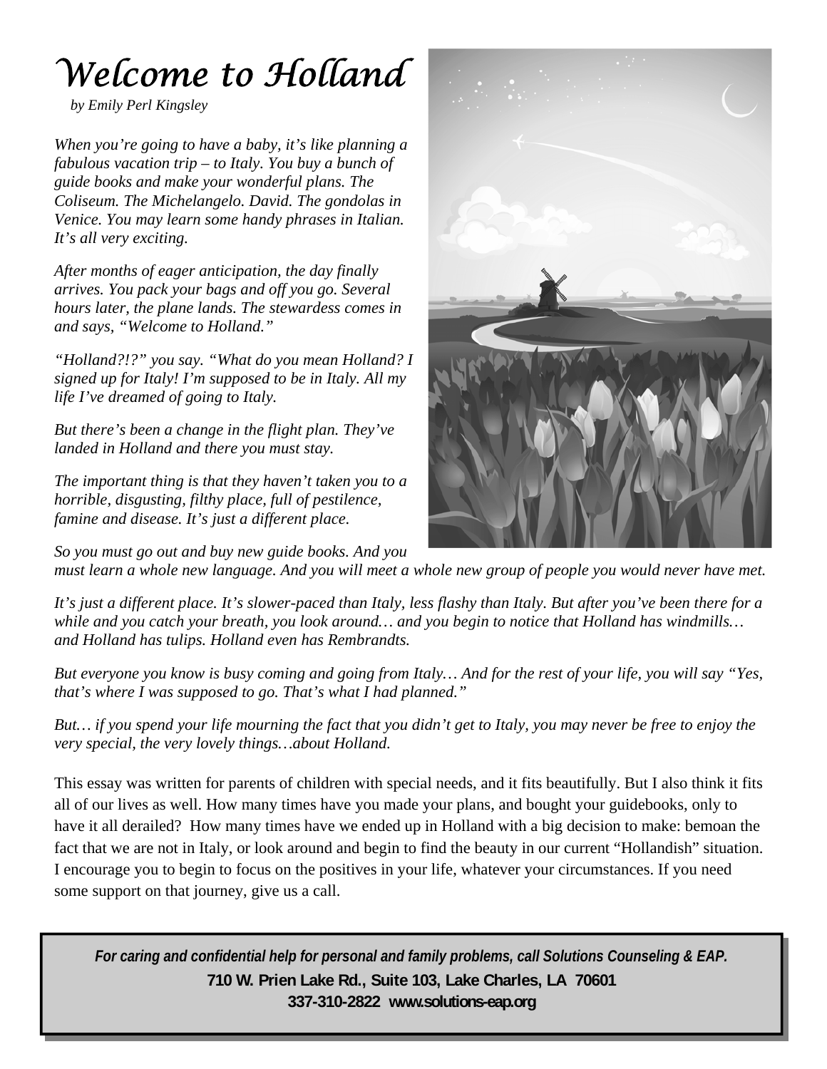# *Welcome to Holland*

*by Emily Perl Kingsley*

*When you're going to have a baby, it's like planning a fabulous vacation trip – to Italy. You buy a bunch of guide books and make your wonderful plans. The Coliseum. The Michelangelo. David. The gondolas in Venice. You may learn some handy phrases in Italian. It's all very exciting.*

*After months of eager anticipation, the day finally arrives. You pack your bags and off you go. Several hours later, the plane lands. The stewardess comes in and says, "Welcome to Holland."*

*"Holland?!?" you say. "What do you mean Holland? I signed up for Italy! I'm supposed to be in Italy. All my life I've dreamed of going to Italy.*

*But there's been a change in the flight plan. They've landed in Holland and there you must stay.*

*The important thing is that they haven't taken you to a horrible, disgusting, filthy place, full of pestilence, famine and disease. It's just a different place.*

*So you must go out and buy new guide books. And you must learn a whole new language. And you will meet a whole new group of people you would never have met.*

*It's just a different place. It's slower-paced than Italy, less flashy than Italy. But after you've been there for a while and you catch your breath, you look around… and you begin to notice that Holland has windmills… and Holland has tulips. Holland even has Rembrandts.*

*But everyone you know is busy coming and going from Italy… And for the rest of your life, you will say "Yes, that's where I was supposed to go. That's what I had planned."*

*But… if you spend your life mourning the fact that you didn't get to Italy, you may never be free to enjoy the very special, the very lovely things…about Holland.*

This essay was written for parents of children with special needs, and it fits beautifully. But I also think it fits all of our lives as well. How many times have you made your plans, and bought your guidebooks, only to have it all derailed? How many times have we ended up in Holland with a big decision to make: bemoan the fact that we are not in Italy, or look around and begin to find the beauty in our current "Hollandish" situation. I encourage you to begin to focus on the positives in your life, whatever your circumstances. If you need some support on that journey, give us a call.

***For caring and confidential help for personal and family problems, call Solutions Counseling & EAP.***

**710 W. Prien Lake Rd., Suite 103, Lake Charles, LA 70601**

**337-310-2822 www.solutions-eap.org**